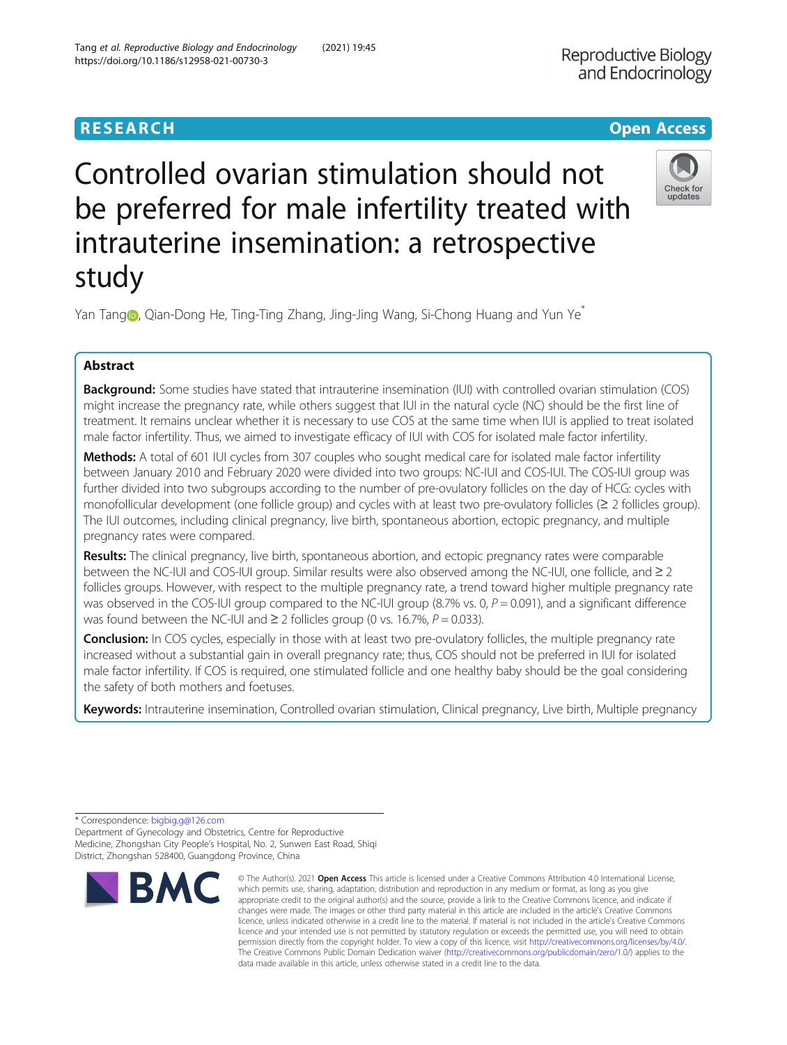RESEARCH

Open Access

# Controlled ovarian stimulation should not be preferred for male infertility treated with intrauterine insemination: a retrospective study

Yan Tang, Qian-Dong He, Ting-Ting Zhang, Jing-Jing Wang, Si-Chong Huang and Yun Ye*

## Abstract

**Background:** Some studies have stated that intrauterine insemination (IUI) with controlled ovarian stimulation (COS) might increase the pregnancy rate, while others suggest that IUI in the natural cycle (NC) should be the first line of treatment. It remains unclear whether it is necessary to use COS at the same time when IUI is applied to treat isolated male factor infertility. Thus, we aimed to investigate efficacy of IUI with COS for isolated male factor infertility.

**Methods:** A total of 601 IUI cycles from 307 couples who sought medical care for isolated male factor infertility between January 2010 and February 2020 were divided into two groups: NC-IUI and COS-IUI. The COS-IUI group was further divided into two subgroups according to the number of pre-ovulatory follicles on the day of HCG: cycles with monofollicular development (one follicle group) and cycles with at least two pre-ovulatory follicles (≥ 2 follicles group). The IUI outcomes, including clinical pregnancy, live birth, spontaneous abortion, ectopic pregnancy, and multiple pregnancy rates were compared.

**Results:** The clinical pregnancy, live birth, spontaneous abortion, and ectopic pregnancy rates were comparable between the NC-IUI and COS-IUI group. Similar results were also observed among the NC-IUI, one follicle, and ≥ 2 follicles groups. However, with respect to the multiple pregnancy rate, a trend toward higher multiple pregnancy rate was observed in the COS-IUI group compared to the NC-IUI group (8.7% vs. 0, $P = 0.091$), and a significant difference was found between the NC-IUI and ≥ 2 follicles group (0 vs. 16.7%, $P = 0.033$).

**Conclusion:** In COS cycles, especially in those with at least two pre-ovulatory follicles, the multiple pregnancy rate increased without a substantial gain in overall pregnancy rate; thus, COS should not be preferred in IUI for isolated male factor infertility. If COS is required, one stimulated follicle and one healthy baby should be the goal considering the safety of both mothers and foetuses.

**Keywords:** Intrauterine insemination, Controlled ovarian stimulation, Clinical pregnancy, Live birth, Multiple pregnancy

---

* Correspondence: bigbig.g@126.com
Department of Gynecology and Obstetrics, Centre for Reproductive Medicine, Zhongshan City People's Hospital, No. 2, Sunwen East Road, Shiqi District, Zhongshan 528400, Guangdong Province, China

© The Author(s). 2021 **Open Access** This article is licensed under a Creative Commons Attribution 4.0 International License, which permits use, sharing, adaptation, distribution and reproduction in any medium or format, as long as you give appropriate credit to the original author(s) and the source, provide a link to the Creative Commons licence, and indicate if changes were made. The images or other third party material in this article are included in the article's Creative Commons licence, unless indicated otherwise in a credit line to the material. If material is not included in the article's Creative Commons licence and your intended use is not permitted by statutory regulation or exceeds the permitted use, you will need to obtain permission directly from the copyright holder. To view a copy of this licence, visit http://creativecommons.org/licenses/by/4.0/. The Creative Commons Public Domain Dedication waiver (http://creativecommons.org/publicdomain/zero/1.0/) applies to the data made available in this article, unless otherwise stated in a credit line to the data.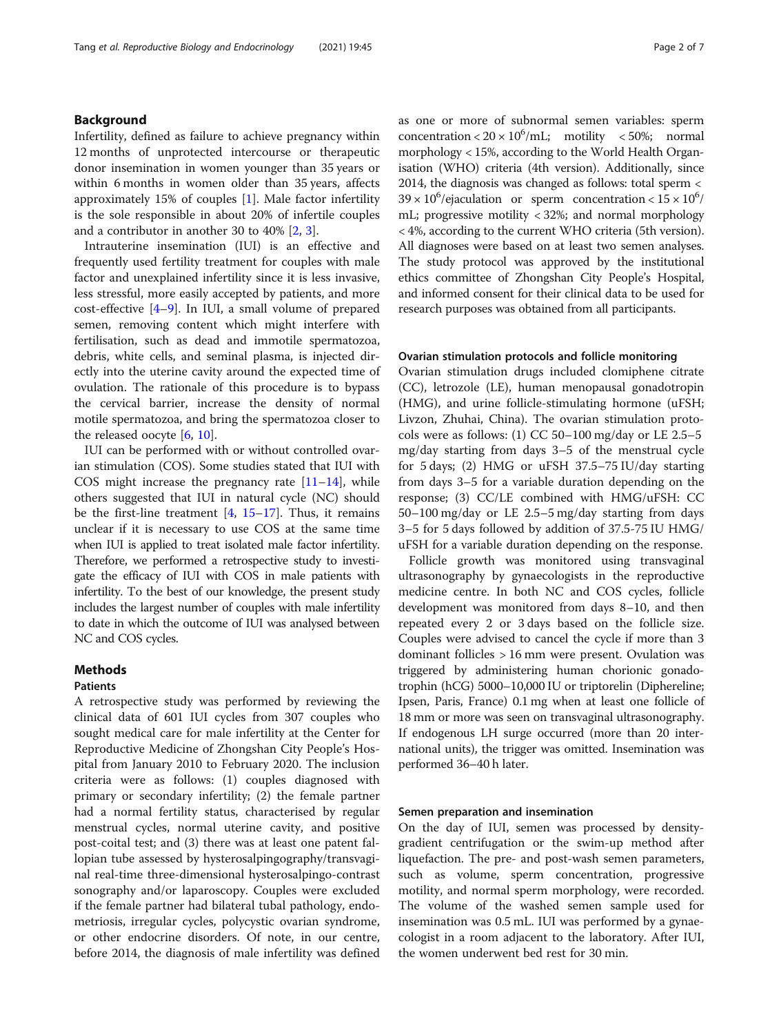## Background

Infertility, defined as failure to achieve pregnancy within 12 months of unprotected intercourse or therapeutic donor insemination in women younger than 35 years or within 6 months in women older than 35 years, affects approximately 15% of couples [1]. Male factor infertility is the sole responsible in about 20% of infertile couples and a contributor in another 30 to 40% [2, 3].

Intrauterine insemination (IUI) is an effective and frequently used fertility treatment for couples with male factor and unexplained infertility since it is less invasive, less stressful, more easily accepted by patients, and more cost-effective [4–9]. In IUI, a small volume of prepared semen, removing content which might interfere with fertilisation, such as dead and immotile spermatozoa, debris, white cells, and seminal plasma, is injected directly into the uterine cavity around the expected time of ovulation. The rationale of this procedure is to bypass the cervical barrier, increase the density of normal motile spermatozoa, and bring the spermatozoa closer to the released oocyte [6, 10].

IUI can be performed with or without controlled ovarian stimulation (COS). Some studies stated that IUI with COS might increase the pregnancy rate [11–14], while others suggested that IUI in natural cycle (NC) should be the first-line treatment [4, 15–17]. Thus, it remains unclear if it is necessary to use COS at the same time when IUI is applied to treat isolated male factor infertility. Therefore, we performed a retrospective study to investigate the efficacy of IUI with COS in male patients with infertility. To the best of our knowledge, the present study includes the largest number of couples with male infertility to date in which the outcome of IUI was analysed between NC and COS cycles.

## Methods

### Patients

A retrospective study was performed by reviewing the clinical data of 601 IUI cycles from 307 couples who sought medical care for male infertility at the Center for Reproductive Medicine of Zhongshan City People's Hospital from January 2010 to February 2020. The inclusion criteria were as follows: (1) couples diagnosed with primary or secondary infertility; (2) the female partner had a normal fertility status, characterised by regular menstrual cycles, normal uterine cavity, and positive post-coital test; and (3) there was at least one patent fallopian tube assessed by hysterosalpingography/transvaginal real-time three-dimensional hysterosalpingo-contrast sonography and/or laparoscopy. Couples were excluded if the female partner had bilateral tubal pathology, endometriosis, irregular cycles, polycystic ovarian syndrome, or other endocrine disorders. Of note, in our centre, before 2014, the diagnosis of male infertility was defined as one or more of subnormal semen variables: sperm concentration < $20 \times 10^6$/mL; motility < 50%; normal morphology < 15%, according to the World Health Organisation (WHO) criteria (4th version). Additionally, since 2014, the diagnosis was changed as follows: total sperm < $39 \times 10^6$/ejaculation or sperm concentration < $15 \times 10^6$/mL; progressive motility < 32%; and normal morphology < 4%, according to the current WHO criteria (5th version). All diagnoses were based on at least two semen analyses. The study protocol was approved by the institutional ethics committee of Zhongshan City People's Hospital, and informed consent for their clinical data to be used for research purposes was obtained from all participants.

### Ovarian stimulation protocols and follicle monitoring

Ovarian stimulation drugs included clomiphene citrate (CC), letrozole (LE), human menopausal gonadotropin (HMG), and urine follicle-stimulating hormone (uFSH; Livzon, Zhuhai, China). The ovarian stimulation protocols were as follows: (1) CC 50–100 mg/day or LE 2.5–5 mg/day starting from days 3–5 of the menstrual cycle for 5 days; (2) HMG or uFSH 37.5–75 IU/day starting from days 3–5 for a variable duration depending on the response; (3) CC/LE combined with HMG/uFSH: CC 50–100 mg/day or LE 2.5–5 mg/day starting from days 3–5 for 5 days followed by addition of 37.5-75 IU HMG/uFSH for a variable duration depending on the response.

Follicle growth was monitored using transvaginal ultrasonography by gynaecologists in the reproductive medicine centre. In both NC and COS cycles, follicle development was monitored from days 8–10, and then repeated every 2 or 3 days based on the follicle size. Couples were advised to cancel the cycle if more than 3 dominant follicles > 16 mm were present. Ovulation was triggered by administering human chorionic gonadotrophin (hCG) 5000–10,000 IU or triptorelin (Diphereline; Ipsen, Paris, France) 0.1 mg when at least one follicle of 18 mm or more was seen on transvaginal ultrasonography. If endogenous LH surge occurred (more than 20 international units), the trigger was omitted. Insemination was performed 36–40 h later.

### Semen preparation and insemination

On the day of IUI, semen was processed by density-gradient centrifugation or the swim-up method after liquefaction. The pre- and post-wash semen parameters, such as volume, sperm concentration, progressive motility, and normal sperm morphology, were recorded. The volume of the washed semen sample used for insemination was 0.5 mL. IUI was performed by a gynaecologist in a room adjacent to the laboratory. After IUI, the women underwent bed rest for 30 min.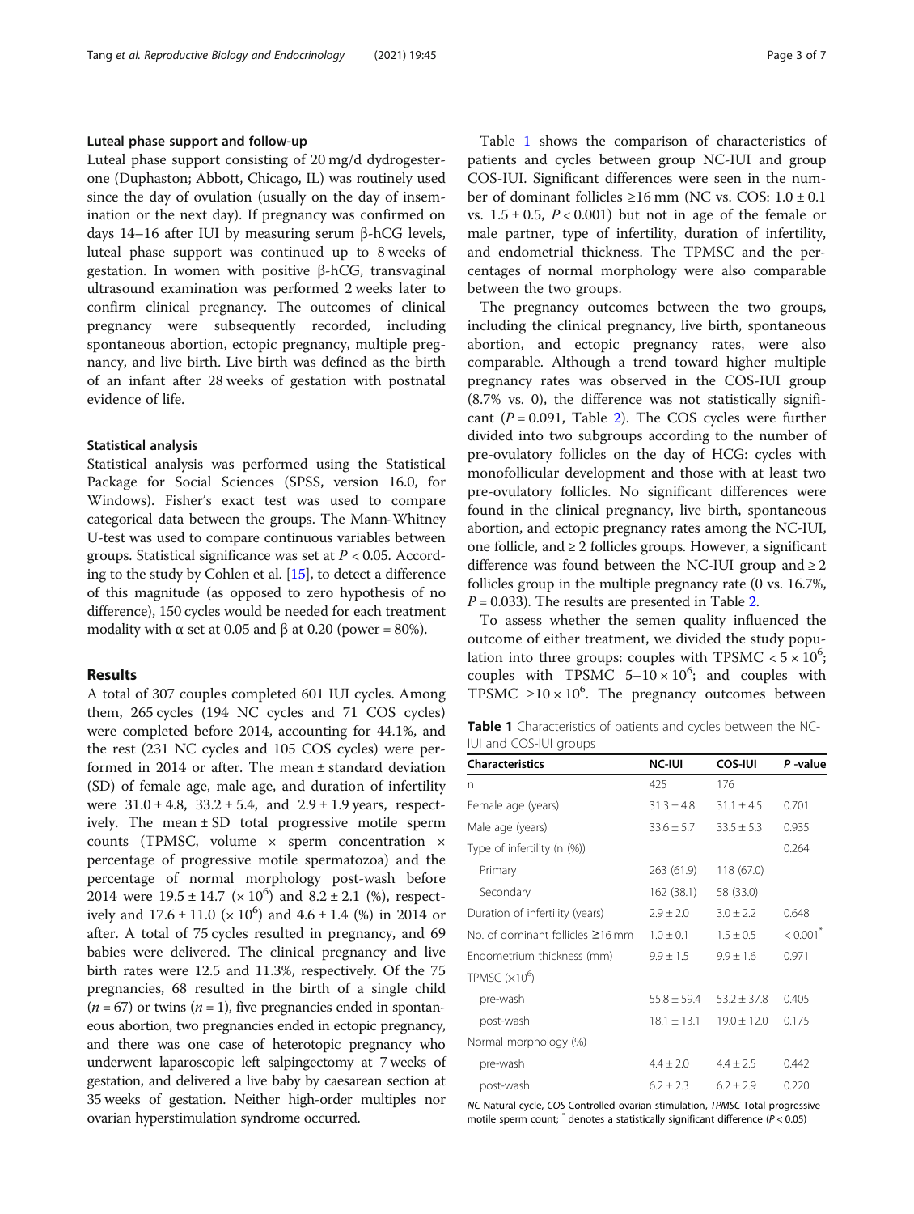### Luteal phase support and follow-up

Luteal phase support consisting of 20 mg/d dydrogesterone (Duphaston; Abbott, Chicago, IL) was routinely used since the day of ovulation (usually on the day of insemination or the next day). If pregnancy was confirmed on days 14–16 after IUI by measuring serum β-hCG levels, luteal phase support was continued up to 8 weeks of gestation. In women with positive β-hCG, transvaginal ultrasound examination was performed 2 weeks later to confirm clinical pregnancy. The outcomes of clinical pregnancy were subsequently recorded, including spontaneous abortion, ectopic pregnancy, multiple pregnancy, and live birth. Live birth was defined as the birth of an infant after 28 weeks of gestation with postnatal evidence of life.

### Statistical analysis

Statistical analysis was performed using the Statistical Package for Social Sciences (SPSS, version 16.0, for Windows). Fisher's exact test was used to compare categorical data between the groups. The Mann-Whitney U-test was used to compare continuous variables between groups. Statistical significance was set at $P < 0.05$. According to the study by Cohlen et al. [15], to detect a difference of this magnitude (as opposed to zero hypothesis of no difference), 150 cycles would be needed for each treatment modality with α set at 0.05 and β at 0.20 (power = 80%).

## Results

A total of 307 couples completed 601 IUI cycles. Among them, 265 cycles (194 NC cycles and 71 COS cycles) were completed before 2014, accounting for 44.1%, and the rest (231 NC cycles and 105 COS cycles) were performed in 2014 or after. The mean ± standard deviation (SD) of female age, male age, and duration of infertility were 31.0 ± 4.8, 33.2 ± 5.4, and 2.9 ± 1.9 years, respectively. The mean ± SD total progressive motile sperm counts (TPMSC, volume × sperm concentration × percentage of progressive motile spermatozoa) and the percentage of normal morphology post-wash before 2014 were 19.5 ± 14.7 ($\times 10^6$) and 8.2 ± 2.1 (%), respectively and 17.6 ± 11.0 ($\times 10^6$) and 4.6 ± 1.4 (%) in 2014 or after. A total of 75 cycles resulted in pregnancy, and 69 babies were delivered. The clinical pregnancy and live birth rates were 12.5 and 11.3%, respectively. Of the 75 pregnancies, 68 resulted in the birth of a single child ($n = 67$) or twins ($n = 1$), five pregnancies ended in spontaneous abortion, two pregnancies ended in ectopic pregnancy, and there was one case of heterotopic pregnancy who underwent laparoscopic left salpingectomy at 7 weeks of gestation, and delivered a live baby by caesarean section at 35 weeks of gestation. Neither high-order multiples nor ovarian hyperstimulation syndrome occurred.

Table 1 shows the comparison of characteristics of patients and cycles between group NC-IUI and group COS-IUI. Significant differences were seen in the number of dominant follicles ≥16 mm (NC vs. COS: 1.0 ± 0.1 vs. 1.5 ± 0.5, $P < 0.001$) but not in age of the female or male partner, type of infertility, duration of infertility, and endometrial thickness. The TPMSC and the percentages of normal morphology were also comparable between the two groups.

The pregnancy outcomes between the two groups, including the clinical pregnancy, live birth, spontaneous abortion, and ectopic pregnancy rates, were also comparable. Although a trend toward higher multiple pregnancy rates was observed in the COS-IUI group (8.7% vs. 0), the difference was not statistically significant ($P = 0.091$, Table 2). The COS cycles were further divided into two subgroups according to the number of pre-ovulatory follicles on the day of HCG: cycles with monofollicular development and those with at least two pre-ovulatory follicles. No significant differences were found in the clinical pregnancy, live birth, spontaneous abortion, and ectopic pregnancy rates among the NC-IUI, one follicle, and ≥ 2 follicles groups. However, a significant difference was found between the NC-IUI group and ≥ 2 follicles group in the multiple pregnancy rate (0 vs. 16.7%, $P = 0.033$). The results are presented in Table 2.

To assess whether the semen quality influenced the outcome of either treatment, we divided the study population into three groups: couples with TPSMC < $5 \times 10^6$; couples with TPSMC $5–10 \times 10^6$; and couples with TPSMC $\geq 10 \times 10^6$. The pregnancy outcomes between

**Table 1** Characteristics of patients and cycles between the NC-IUI and COS-IUI groups

| Characteristics | NC-IUI | COS-IUI | *P* -value |
|---|---|---|---|
| n | 425 | 176 | |
| Female age (years) | 31.3 ± 4.8 | 31.1 ± 4.5 | 0.701 |
| Male age (years) | 33.6 ± 5.7 | 33.5 ± 5.3 | 0.935 |
| Type of infertility (n (%)) | | | 0.264 |
| Primary | 263 (61.9) | 118 (67.0) | |
| Secondary | 162 (38.1) | 58 (33.0) | |
| Duration of infertility (years) | 2.9 ± 2.0 | 3.0 ± 2.2 | 0.648 |
| No. of dominant follicles ≥16 mm | 1.0 ± 0.1 | 1.5 ± 0.5 | < 0.001* |
| Endometrium thickness (mm) | 9.9 ± 1.5 | 9.9 ± 1.6 | 0.971 |
| TPMSC ($\times 10^6$) | | | |
| pre-wash | 55.8 ± 59.4 | 53.2 ± 37.8 | 0.405 |
| post-wash | 18.1 ± 13.1 | 19.0 ± 12.0 | 0.175 |
| Normal morphology (%) | | | |
| pre-wash | 4.4 ± 2.0 | 4.4 ± 2.5 | 0.442 |
| post-wash | 6.2 ± 2.3 | 6.2 ± 2.9 | 0.220 |

*NC* Natural cycle, *COS* Controlled ovarian stimulation, *TPMSC* Total progressive motile sperm count; * denotes a statistically significant difference ($P < 0.05$)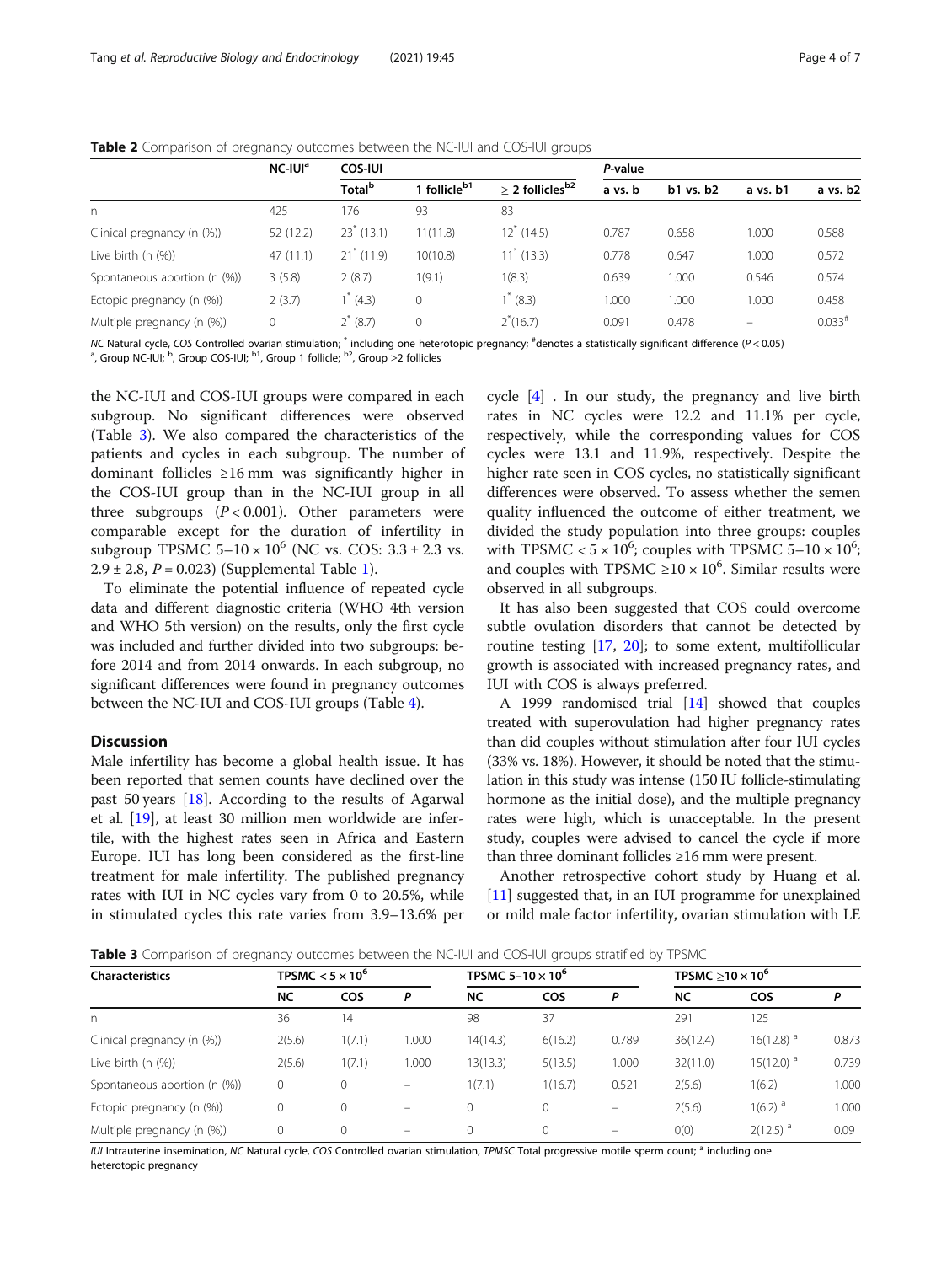**Table 2** Comparison of pregnancy outcomes between the NC-IUI and COS-IUI groups

| | NC-IUI[a] | COS-IUI | | | *P*-value | | | |
|---|---|---|---|---|---|---|---|---|
| | | Total[b] | 1 follicle[b1] | ≥ 2 follicles[b2] | a vs. b | b1 vs. b2 | a vs. b1 | a vs. b2 |
| n | 425 | 176 | 93 | 83 | | | | |
| Clinical pregnancy (n (%)) | 52 (12.2) | 23[*] (13.1) | 11(11.8) | 12[*] (14.5) | 0.787 | 0.658 | 1.000 | 0.588 |
| Live birth (n (%)) | 47 (11.1) | 21[*] (11.9) | 10(10.8) | 11[*] (13.3) | 0.778 | 0.647 | 1.000 | 0.572 |
| Spontaneous abortion (n (%)) | 3 (5.8) | 2 (8.7) | 1(9.1) | 1(8.3) | 0.639 | 1.000 | 0.546 | 0.574 |
| Ectopic pregnancy (n (%)) | 2 (3.7) | 1[*] (4.3) | 0 | 1[*] (8.3) | 1.000 | 1.000 | 1.000 | 0.458 |
| Multiple pregnancy (n (%)) | 0 | 2[*] (8.7) | 0 | 2[*](16.7) | 0.091 | 0.478 | – | 0.033[#] |

*NC* Natural cycle, *COS* Controlled ovarian stimulation; [*] including one heterotopic pregnancy; [#]denotes a statistically significant difference ($P < 0.05$)
[a], Group NC-IUI; [b], Group COS-IUI; [b1], Group 1 follicle; [b2], Group ≥2 follicles

the NC-IUI and COS-IUI groups were compared in each subgroup. No significant differences were observed (Table 3). We also compared the characteristics of the patients and cycles in each subgroup. The number of dominant follicles ≥16 mm was significantly higher in the COS-IUI group than in the NC-IUI group in all three subgroups ($P < 0.001$). Other parameters were comparable except for the duration of infertility in subgroup TPSMC $5–10 \times 10^6$ (NC vs. COS: $3.3 \pm 2.3$ vs. $2.9 \pm 2.8$, $P = 0.023$) (Supplemental Table 1).

To eliminate the potential influence of repeated cycle data and different diagnostic criteria (WHO 4th version and WHO 5th version) on the results, only the first cycle was included and further divided into two subgroups: before 2014 and from 2014 onwards. In each subgroup, no significant differences were found in pregnancy outcomes between the NC-IUI and COS-IUI groups (Table 4).

## Discussion

Male infertility has become a global health issue. It has been reported that semen counts have declined over the past 50 years [18]. According to the results of Agarwal et al. [19], at least 30 million men worldwide are infertile, with the highest rates seen in Africa and Eastern Europe. IUI has long been considered as the first-line treatment for male infertility. The published pregnancy rates with IUI in NC cycles vary from 0 to 20.5%, while in stimulated cycles this rate varies from 3.9–13.6% per cycle [4] . In our study, the pregnancy and live birth rates in NC cycles were 12.2 and 11.1% per cycle, respectively, while the corresponding values for COS cycles were 13.1 and 11.9%, respectively. Despite the higher rate seen in COS cycles, no statistically significant differences were observed. To assess whether the semen quality influenced the outcome of either treatment, we divided the study population into three groups: couples with TPSMC $< 5 \times 10^6$; couples with TPSMC $5–10 \times 10^6$; and couples with TPSMC $\geq 10 \times 10^6$. Similar results were observed in all subgroups.

It has also been suggested that COS could overcome subtle ovulation disorders that cannot be detected by routine testing [17, 20]; to some extent, multifollicular growth is associated with increased pregnancy rates, and IUI with COS is always preferred.

A 1999 randomised trial [14] showed that couples treated with superovulation had higher pregnancy rates than did couples without stimulation after four IUI cycles (33% vs. 18%). However, it should be noted that the stimulation in this study was intense (150 IU follicle-stimulating hormone as the initial dose), and the multiple pregnancy rates were high, which is unacceptable. In the present study, couples were advised to cancel the cycle if more than three dominant follicles ≥16 mm were present.

Another retrospective cohort study by Huang et al. [11] suggested that, in an IUI programme for unexplained or mild male factor infertility, ovarian stimulation with LE

**Table 3** Comparison of pregnancy outcomes between the NC-IUI and COS-IUI groups stratified by TPSMC

| Characteristics | TPSMC $< 5 \times 10^6$ | | | TPSMC $5–10 \times 10^6$ | | | TPSMC $\geq 10 \times 10^6$ | | |
|---|---|---|---|---|---|---|---|---|---|
| | NC | COS | *P* | NC | COS | *P* | NC | COS | *P* |
| n | 36 | 14 | | 98 | 37 | | 291 | 125 | |
| Clinical pregnancy (n (%)) | 2(5.6) | 1(7.1) | 1.000 | 14(14.3) | 6(16.2) | 0.789 | 36(12.4) | 16(12.8) [a] | 0.873 |
| Live birth (n (%)) | 2(5.6) | 1(7.1) | 1.000 | 13(13.3) | 5(13.5) | 1.000 | 32(11.0) | 15(12.0) [a] | 0.739 |
| Spontaneous abortion (n (%)) | 0 | 0 | – | 1(7.1) | 1(16.7) | 0.521 | 2(5.6) | 1(6.2) | 1.000 |
| Ectopic pregnancy (n (%)) | 0 | 0 | – | 0 | 0 | – | 2(5.6) | 1(6.2) [a] | 1.000 |
| Multiple pregnancy (n (%)) | 0 | 0 | – | 0 | 0 | – | 0(0) | 2(12.5) [a] | 0.09 |

*IUI* Intrauterine insemination, *NC* Natural cycle, *COS* Controlled ovarian stimulation, *TPMSC* Total progressive motile sperm count; [a] including one heterotopic pregnancy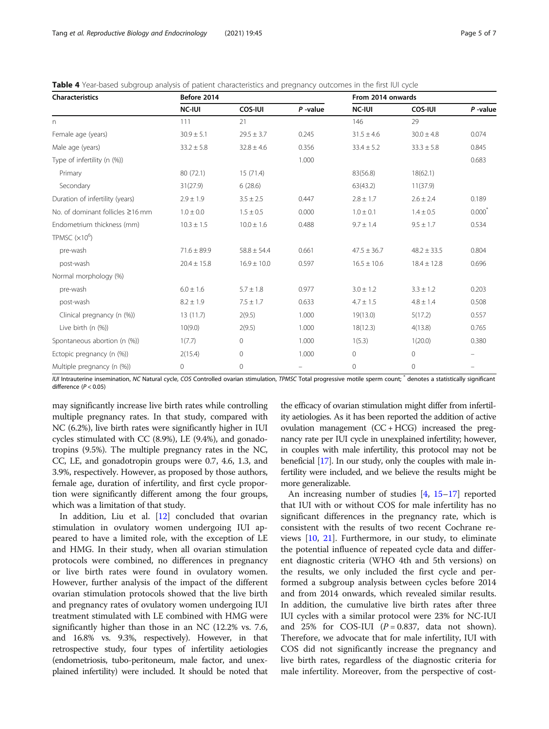**Table 4** Year-based subgroup analysis of patient characteristics and pregnancy outcomes in the first IUI cycle

| Characteristics | Before 2014 | | | From 2014 onwards | | |
|---|---|---|---|---|---|---|
| | NC-IUI | COS-IUI | P -value | NC-IUI | COS-IUI | P -value |
| n | 111 | 21 | | 146 | 29 | |
| Female age (years) | 30.9 ± 5.1 | 29.5 ± 3.7 | 0.245 | 31.5 ± 4.6 | 30.0 ± 4.8 | 0.074 |
| Male age (years) | 33.2 ± 5.8 | 32.8 ± 4.6 | 0.356 | 33.4 ± 5.2 | 33.3 ± 5.8 | 0.845 |
| Type of infertility (n (%)) | | | 1.000 | | | 0.683 |
| Primary | 80 (72.1) | 15 (71.4) | | 83(56.8) | 18(62.1) | |
| Secondary | 31(27.9) | 6 (28.6) | | 63(43.2) | 11(37.9) | |
| Duration of infertility (years) | 2.9 ± 1.9 | 3.5 ± 2.5 | 0.447 | 2.8 ± 1.7 | 2.6 ± 2.4 | 0.189 |
| No. of dominant follicles ≥16 mm | 1.0 ± 0.0 | 1.5 ± 0.5 | 0.000 | 1.0 ± 0.1 | 1.4 ± 0.5 | 0.000* |
| Endometrium thickness (mm) | 10.3 ± 1.5 | 10.0 ± 1.6 | 0.488 | 9.7 ± 1.4 | 9.5 ± 1.7 | 0.534 |
| TPMSC ($\times10^6$) | | | | | | |
| pre-wash | 71.6 ± 89.9 | 58.8 ± 54.4 | 0.661 | 47.5 ± 36.7 | 48.2 ± 33.5 | 0.804 |
| post-wash | 20.4 ± 15.8 | 16.9 ± 10.0 | 0.597 | 16.5 ± 10.6 | 18.4 ± 12.8 | 0.696 |
| Normal morphology (%) | | | | | | |
| pre-wash | 6.0 ± 1.6 | 5.7 ± 1.8 | 0.977 | 3.0 ± 1.2 | 3.3 ± 1.2 | 0.203 |
| post-wash | 8.2 ± 1.9 | 7.5 ± 1.7 | 0.633 | 4.7 ± 1.5 | 4.8 ± 1.4 | 0.508 |
| Clinical pregnancy (n (%)) | 13 (11.7) | 2(9.5) | 1.000 | 19(13.0) | 5(17.2) | 0.557 |
| Live birth (n (%)) | 10(9.0) | 2(9.5) | 1.000 | 18(12.3) | 4(13.8) | 0.765 |
| Spontaneous abortion (n (%)) | 1(7.7) | 0 | 1.000 | 1(5.3) | 1(20.0) | 0.380 |
| Ectopic pregnancy (n (%)) | 2(15.4) | 0 | 1.000 | 0 | 0 | – |
| Multiple pregnancy (n (%)) | 0 | 0 | – | 0 | 0 | – |

*IUI* Intrauterine insemination, *NC* Natural cycle, *COS* Controlled ovarian stimulation, *TPMSC* Total progressive motile sperm count; * denotes a statistically significant difference ($P < 0.05$)

may significantly increase live birth rates while controlling multiple pregnancy rates. In that study, compared with NC (6.2%), live birth rates were significantly higher in IUI cycles stimulated with CC (8.9%), LE (9.4%), and gonadotropins (9.5%). The multiple pregnancy rates in the NC, CC, LE, and gonadotropin groups were 0.7, 4.6, 1.3, and 3.9%, respectively. However, as proposed by those authors, female age, duration of infertility, and first cycle proportion were significantly different among the four groups, which was a limitation of that study.

In addition, Liu et al. [12] concluded that ovarian stimulation in ovulatory women undergoing IUI appeared to have a limited role, with the exception of LE and HMG. In their study, when all ovarian stimulation protocols were combined, no differences in pregnancy or live birth rates were found in ovulatory women. However, further analysis of the impact of the different ovarian stimulation protocols showed that the live birth and pregnancy rates of ovulatory women undergoing IUI treatment stimulated with LE combined with HMG were significantly higher than those in an NC (12.2% vs. 7.6, and 16.8% vs. 9.3%, respectively). However, in that retrospective study, four types of infertility aetiologies (endometriosis, tubo-peritoneum, male factor, and unexplained infertility) were included. It should be noted that the efficacy of ovarian stimulation might differ from infertility aetiologies. As it has been reported the addition of active ovulation management (CC + HCG) increased the pregnancy rate per IUI cycle in unexplained infertility; however, in couples with male infertility, this protocol may not be beneficial [17]. In our study, only the couples with male infertility were included, and we believe the results might be more generalizable.

An increasing number of studies [4, 15–17] reported that IUI with or without COS for male infertility has no significant differences in the pregnancy rate, which is consistent with the results of two recent Cochrane reviews [10, 21]. Furthermore, in our study, to eliminate the potential influence of repeated cycle data and different diagnostic criteria (WHO 4th and 5th versions) on the results, we only included the first cycle and performed a subgroup analysis between cycles before 2014 and from 2014 onwards, which revealed similar results. In addition, the cumulative live birth rates after three IUI cycles with a similar protocol were 23% for NC-IUI and 25% for COS-IUI ($P = 0.837$, data not shown). Therefore, we advocate that for male infertility, IUI with COS did not significantly increase the pregnancy and live birth rates, regardless of the diagnostic criteria for male infertility. Moreover, from the perspective of cost-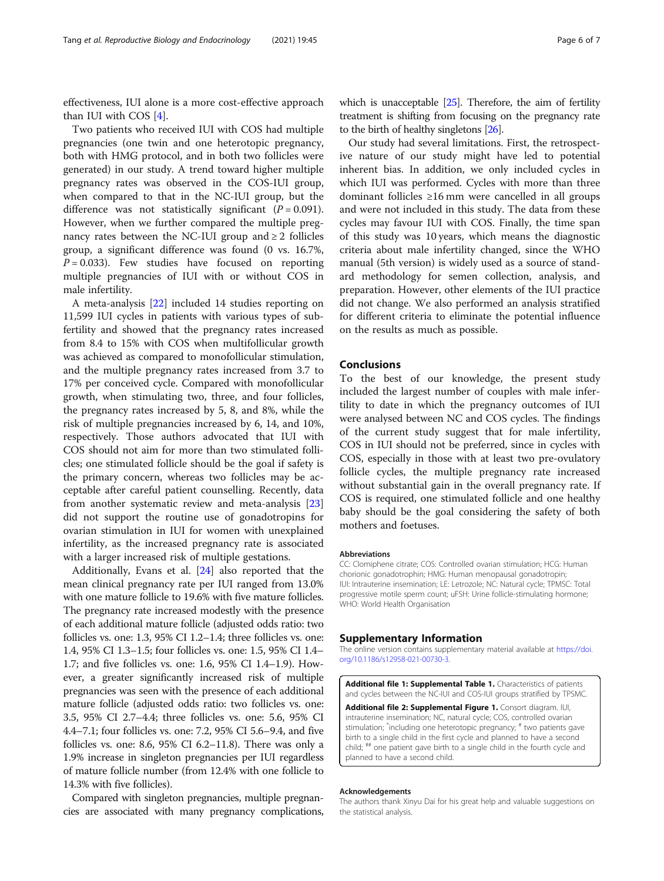effectiveness, IUI alone is a more cost-effective approach than IUI with COS [4].

Two patients who received IUI with COS had multiple pregnancies (one twin and one heterotopic pregnancy, both with HMG protocol, and in both two follicles were generated) in our study. A trend toward higher multiple pregnancy rates was observed in the COS-IUI group, when compared to that in the NC-IUI group, but the difference was not statistically significant ($P = 0.091$). However, when we further compared the multiple pregnancy rates between the NC-IUI group and ≥ 2 follicles group, a significant difference was found (0 vs. 16.7%, $P = 0.033$). Few studies have focused on reporting multiple pregnancies of IUI with or without COS in male infertility.

A meta-analysis [22] included 14 studies reporting on 11,599 IUI cycles in patients with various types of subfertility and showed that the pregnancy rates increased from 8.4 to 15% with COS when multifollicular growth was achieved as compared to monofollicular stimulation, and the multiple pregnancy rates increased from 3.7 to 17% per conceived cycle. Compared with monofollicular growth, when stimulating two, three, and four follicles, the pregnancy rates increased by 5, 8, and 8%, while the risk of multiple pregnancies increased by 6, 14, and 10%, respectively. Those authors advocated that IUI with COS should not aim for more than two stimulated follicles; one stimulated follicle should be the goal if safety is the primary concern, whereas two follicles may be acceptable after careful patient counselling. Recently, data from another systematic review and meta-analysis [23] did not support the routine use of gonadotropins for ovarian stimulation in IUI for women with unexplained infertility, as the increased pregnancy rate is associated with a larger increased risk of multiple gestations.

Additionally, Evans et al. [24] also reported that the mean clinical pregnancy rate per IUI ranged from 13.0% with one mature follicle to 19.6% with five mature follicles. The pregnancy rate increased modestly with the presence of each additional mature follicle (adjusted odds ratio: two follicles vs. one: 1.3, 95% CI 1.2–1.4; three follicles vs. one: 1.4, 95% CI 1.3–1.5; four follicles vs. one: 1.5, 95% CI 1.4–1.7; and five follicles vs. one: 1.6, 95% CI 1.4–1.9). However, a greater significantly increased risk of multiple pregnancies was seen with the presence of each additional mature follicle (adjusted odds ratio: two follicles vs. one: 3.5, 95% CI 2.7–4.4; three follicles vs. one: 5.6, 95% CI 4.4–7.1; four follicles vs. one: 7.2, 95% CI 5.6–9.4, and five follicles vs. one: 8.6, 95% CI 6.2–11.8). There was only a 1.9% increase in singleton pregnancies per IUI regardless of mature follicle number (from 12.4% with one follicle to 14.3% with five follicles).

Compared with singleton pregnancies, multiple pregnancies are associated with many pregnancy complications, which is unacceptable [25]. Therefore, the aim of fertility treatment is shifting from focusing on the pregnancy rate to the birth of healthy singletons [26].

Our study had several limitations. First, the retrospective nature of our study might have led to potential inherent bias. In addition, we only included cycles in which IUI was performed. Cycles with more than three dominant follicles ≥16 mm were cancelled in all groups and were not included in this study. The data from these cycles may favour IUI with COS. Finally, the time span of this study was 10 years, which means the diagnostic criteria about male infertility changed, since the WHO manual (5th version) is widely used as a source of standard methodology for semen collection, analysis, and preparation. However, other elements of the IUI practice did not change. We also performed an analysis stratified for different criteria to eliminate the potential influence on the results as much as possible.

## Conclusions

To the best of our knowledge, the present study included the largest number of couples with male infertility to date in which the pregnancy outcomes of IUI were analysed between NC and COS cycles. The findings of the current study suggest that for male infertility, COS in IUI should not be preferred, since in cycles with COS, especially in those with at least two pre-ovulatory follicle cycles, the multiple pregnancy rate increased without substantial gain in the overall pregnancy rate. If COS is required, one stimulated follicle and one healthy baby should be the goal considering the safety of both mothers and foetuses.

#### Abbreviations

CC: Clomiphene citrate; COS: Controlled ovarian stimulation; HCG: Human chorionic gonadotrophin; HMG: Human menopausal gonadotropin; IUI: Intrauterine insemination; LE: Letrozole; NC: Natural cycle; TPMSC: Total progressive motile sperm count; uFSH: Urine follicle-stimulating hormone; WHO: World Health Organisation

## Supplementary Information

The online version contains supplementary material available at https://doi.org/10.1186/s12958-021-00730-3.

**Additional file 1: Supplemental Table 1.** Characteristics of patients and cycles between the NC-IUI and COS-IUI groups stratified by TPSMC.

**Additional file 2: Supplemental Figure 1.** Consort diagram. IUI, intrauterine insemination; NC, natural cycle; COS, controlled ovarian stimulation; *including one heterotopic pregnancy; # two patients gave birth to a single child in the first cycle and planned to have a second child; ## one patient gave birth to a single child in the fourth cycle and planned to have a second child.

#### Acknowledgements

The authors thank Xinyu Dai for his great help and valuable suggestions on the statistical analysis.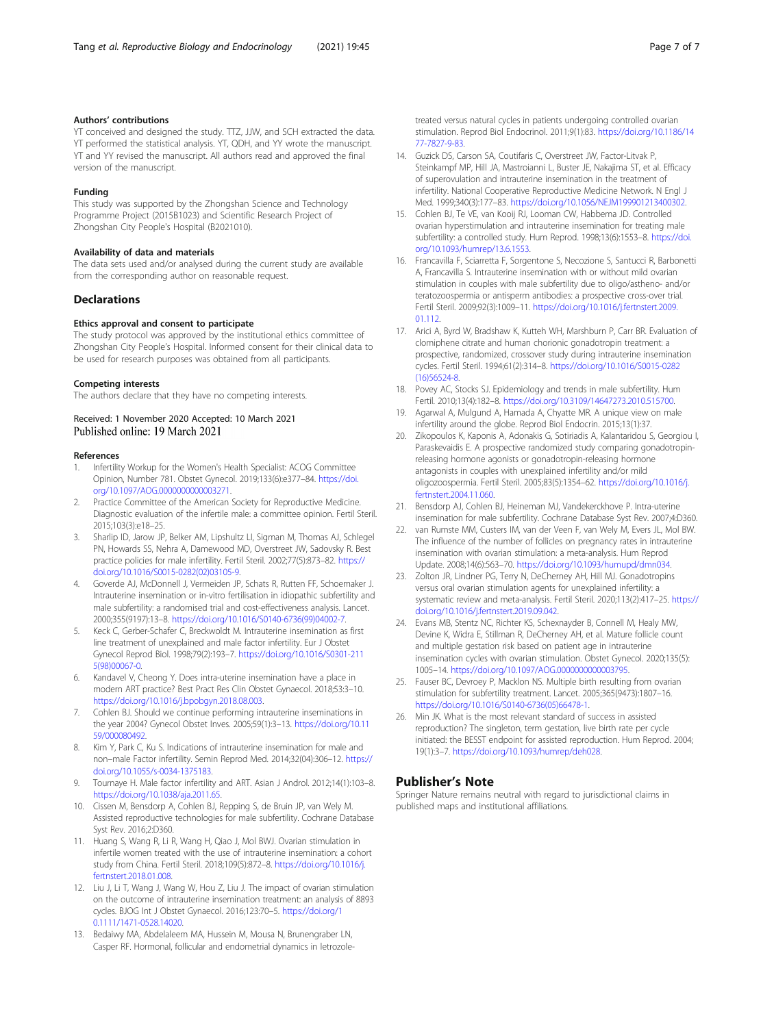### Authors' contributions

YT conceived and designed the study. TTZ, JJW, and SCH extracted the data. YT performed the statistical analysis. YT, QDH, and YY wrote the manuscript. YT and YY revised the manuscript. All authors read and approved the final version of the manuscript.

### Funding

This study was supported by the Zhongshan Science and Technology Programme Project (2015B1023) and Scientific Research Project of Zhongshan City People's Hospital (B2021010).

### Availability of data and materials

The data sets used and/or analysed during the current study are available from the corresponding author on reasonable request.

## Declarations

### Ethics approval and consent to participate

The study protocol was approved by the institutional ethics committee of Zhongshan City People's Hospital. Informed consent for their clinical data to be used for research purposes was obtained from all participants.

### Competing interests

The authors declare that they have no competing interests.

Received: 1 November 2020 Accepted: 10 March 2021
Published online: 19 March 2021

### References

1. Infertility Workup for the Women's Health Specialist: ACOG Committee Opinion, Number 781. Obstet Gynecol. 2019;133(6):e377–84. https://doi.org/10.1097/AOG.0000000000003271.
2. Practice Committee of the American Society for Reproductive Medicine. Diagnostic evaluation of the infertile male: a committee opinion. Fertil Steril. 2015;103(3):e18–25.
3. Sharlip ID, Jarow JP, Belker AM, Lipshultz LI, Sigman M, Thomas AJ, Schlegel PN, Howards SS, Nehra A, Damewood MD, Overstreet JW, Sadovsky R. Best practice policies for male infertility. Fertil Steril. 2002;77(5):873–82. https://doi.org/10.1016/S0015-0282(02)03105-9.
4. Goverde AJ, McDonnell J, Vermeiden JP, Schats R, Rutten FF, Schoemaker J. Intrauterine insemination or in-vitro fertilisation in idiopathic subfertility and male subfertility: a randomised trial and cost-effectiveness analysis. Lancet. 2000;355(9197):13–8. https://doi.org/10.1016/S0140-6736(99)04002-7.
5. Keck C, Gerber-Schafer C, Breckwoldt M. Intrauterine insemination as first line treatment of unexplained and male factor infertility. Eur J Obstet Gynecol Reprod Biol. 1998;79(2):193–7. https://doi.org/10.1016/S0301-2115(98)00067-0.
6. Kandavel V, Cheong Y. Does intra-uterine insemination have a place in modern ART practice? Best Pract Res Clin Obstet Gynaecol. 2018;53:3–10. https://doi.org/10.1016/j.bpobgyn.2018.08.003.
7. Cohlen BJ. Should we continue performing intrauterine inseminations in the year 2004? Gynecol Obstet Inves. 2005;59(1):3–13. https://doi.org/10.1159/000080492.
8. Kim Y, Park C, Ku S. Indications of intrauterine insemination for male and non–male Factor infertility. Semin Reprod Med. 2014;32(04):306–12. https://doi.org/10.1055/s-0034-1375183.
9. Tournaye H. Male factor infertility and ART. Asian J Androl. 2012;14(1):103–8. https://doi.org/10.1038/aja.2011.65.
10. Cissen M, Bensdorp A, Cohlen BJ, Repping S, de Bruin JP, van Wely M. Assisted reproductive technologies for male subfertility. Cochrane Database Syst Rev. 2016;2:D360.
11. Huang S, Wang R, Li R, Wang H, Qiao J, Mol BWJ. Ovarian stimulation in infertile women treated with the use of intrauterine insemination: a cohort study from China. Fertil Steril. 2018;109(5):872–8. https://doi.org/10.1016/j.fertnstert.2018.01.008.
12. Liu J, Li T, Wang J, Wang W, Hou Z, Liu J. The impact of ovarian stimulation on the outcome of intrauterine insemination treatment: an analysis of 8893 cycles. BJOG Int J Obstet Gynaecol. 2016;123:70–5. https://doi.org/10.1111/1471-0528.14020.
13. Bedaiwy MA, Abdelaleem MA, Hussein M, Mousa N, Brunengraber LN, Casper RF. Hormonal, follicular and endometrial dynamics in letrozole-treated versus natural cycles in patients undergoing controlled ovarian stimulation. Reprod Biol Endocrinol. 2011;9(1):83. https://doi.org/10.1186/1477-7827-9-83.
14. Guzick DS, Carson SA, Coutifaris C, Overstreet JW, Factor-Litvak P, Steinkampf MP, Hill JA, Mastroianni L, Buster JE, Nakajima ST, et al. Efficacy of superovulation and intrauterine insemination in the treatment of infertility. National Cooperative Reproductive Medicine Network. N Engl J Med. 1999;340(3):177–83. https://doi.org/10.1056/NEJM199901213400302.
15. Cohlen BJ, Te VE, van Kooij RJ, Looman CW, Habbema JD. Controlled ovarian hyperstimulation and intrauterine insemination for treating male subfertility: a controlled study. Hum Reprod. 1998;13(6):1553–8. https://doi.org/10.1093/humrep/13.6.1553.
16. Francavilla F, Sciarretta F, Sorgentone S, Necozione S, Santucci R, Barbonetti A, Francavilla S. Intrauterine insemination with or without mild ovarian stimulation in couples with male subfertility due to oligo/astheno- and/or teratozoospermia or antisperm antibodies: a prospective cross-over trial. Fertil Steril. 2009;92(3):1009–11. https://doi.org/10.1016/j.fertnstert.2009.01.112.
17. Arici A, Byrd W, Bradshaw K, Kutteh WH, Marshburn P, Carr BR. Evaluation of clomiphene citrate and human chorionic gonadotropin treatment: a prospective, randomized, crossover study during intrauterine insemination cycles. Fertil Steril. 1994;61(2):314–8. https://doi.org/10.1016/S0015-0282(16)56524-8.
18. Povey AC, Stocks SJ. Epidemiology and trends in male subfertility. Hum Fertil. 2010;13(4):182–8. https://doi.org/10.3109/14647273.2010.515700.
19. Agarwal A, Mulgund A, Hamada A, Chyatte MR. A unique view on male infertility around the globe. Reprod Biol Endocrin. 2015;13(1):37.
20. Zikopoulos K, Kaponis A, Adonakis G, Sotiriadis A, Kalantaridou S, Georgiou I, Paraskevaidis E. A prospective randomized study comparing gonadotropin-releasing hormone agonists or gonadotropin-releasing hormone antagonists in couples with unexplained infertility and/or mild oligozoospermia. Fertil Steril. 2005;83(5):1354–62. https://doi.org/10.1016/j.fertnstert.2004.11.060.
21. Bensdorp AJ, Cohlen BJ, Heineman MJ, Vandekerckhove P. Intra-uterine insemination for male subfertility. Cochrane Database Syst Rev. 2007;4:D360.
22. van Rumste MM, Custers IM, van der Veen F, van Wely M, Evers JL, Mol BW. The influence of the number of follicles on pregnancy rates in intrauterine insemination with ovarian stimulation: a meta-analysis. Hum Reprod Update. 2008;14(6):563–70. https://doi.org/10.1093/humupd/dmn034.
23. Zolton JR, Lindner PG, Terry N, DeCherney AH, Hill MJ. Gonadotropins versus oral ovarian stimulation agents for unexplained infertility: a systematic review and meta-analysis. Fertil Steril. 2020;113(2):417–25. https://doi.org/10.1016/j.fertnstert.2019.09.042.
24. Evans MB, Stentz NC, Richter KS, Schexnayder B, Connell M, Healy MW, Devine K, Widra E, Stillman R, DeCherney AH, et al. Mature follicle count and multiple gestation risk based on patient age in intrauterine insemination cycles with ovarian stimulation. Obstet Gynecol. 2020;135(5):1005–14. https://doi.org/10.1097/AOG.0000000000003795.
25. Fauser BC, Devroey P, Macklon NS. Multiple birth resulting from ovarian stimulation for subfertility treatment. Lancet. 2005;365(9473):1807–16. https://doi.org/10.1016/S0140-6736(05)66478-1.
26. Min JK. What is the most relevant standard of success in assisted reproduction? The singleton, term gestation, live birth rate per cycle initiated: the BESST endpoint for assisted reproduction. Hum Reprod. 2004;19(1):3–7. https://doi.org/10.1093/humrep/deh028.

## Publisher's Note

Springer Nature remains neutral with regard to jurisdictional claims in published maps and institutional affiliations.